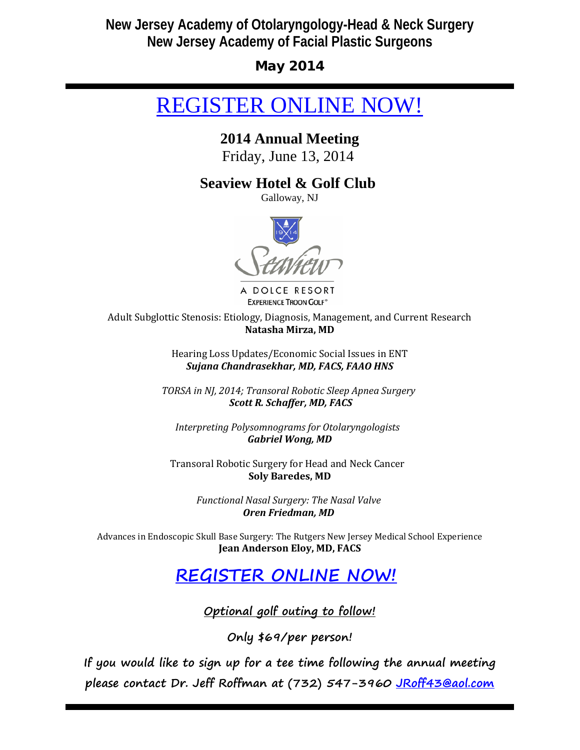**New Jersey Academy of Otolaryngology-Head & Neck Surgery**
**New Jersey Academy of Facial Plastic Surgeons**

**May 2014**

---

# REGISTER ONLINE NOW!

## 2014 Annual Meeting

Friday, June 13, 2014

## Seaview Hotel & Golf Club

Galloway, NJ

Seaview
A DOLCE RESORT
EXPERIENCE TROON GOLF®

Adult Subglottic Stenosis: Etiology, Diagnosis, Management, and Current Research
**Natasha Mirza, MD**

Hearing Loss Updates/Economic Social Issues in ENT
***Sujana Chandrasekhar, MD, FACS, FAAO HNS***

*TORSA in NJ, 2014; Transoral Robotic Sleep Apnea Surgery*
***Scott R. Schaffer, MD, FACS***

*Interpreting Polysomnograms for Otolaryngologists*
***Gabriel Wong, MD***

Transoral Robotic Surgery for Head and Neck Cancer
**Soly Baredes, MD**

*Functional Nasal Surgery: The Nasal Valve*
***Oren Friedman, MD***

Advances in Endoscopic Skull Base Surgery: The Rutgers New Jersey Medical School Experience
**Jean Anderson Eloy, MD, FACS**

## REGISTER ONLINE NOW!

**Optional golf outing to follow!**

**Only $69/per person!**

**If you would like to sign up for a tee time following the annual meeting please contact Dr. Jeff Roffman at (732) 547-3960 JRoff43@aol.com**

---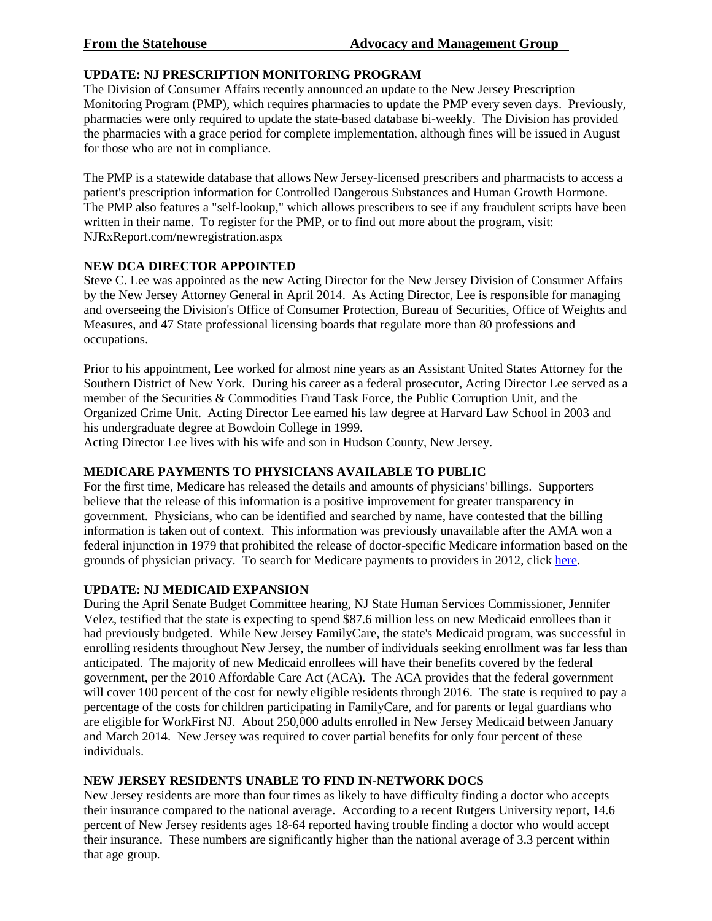## UPDATE: NJ PRESCRIPTION MONITORING PROGRAM

The Division of Consumer Affairs recently announced an update to the New Jersey Prescription Monitoring Program (PMP), which requires pharmacies to update the PMP every seven days. Previously, pharmacies were only required to update the state-based database bi-weekly. The Division has provided the pharmacies with a grace period for complete implementation, although fines will be issued in August for those who are not in compliance.

The PMP is a statewide database that allows New Jersey-licensed prescribers and pharmacists to access a patient's prescription information for Controlled Dangerous Substances and Human Growth Hormone. The PMP also features a "self-lookup," which allows prescribers to see if any fraudulent scripts have been written in their name. To register for the PMP, or to find out more about the program, visit: NJRxReport.com/newregistration.aspx

## NEW DCA DIRECTOR APPOINTED

Steve C. Lee was appointed as the new Acting Director for the New Jersey Division of Consumer Affairs by the New Jersey Attorney General in April 2014. As Acting Director, Lee is responsible for managing and overseeing the Division's Office of Consumer Protection, Bureau of Securities, Office of Weights and Measures, and 47 State professional licensing boards that regulate more than 80 professions and occupations.

Prior to his appointment, Lee worked for almost nine years as an Assistant United States Attorney for the Southern District of New York. During his career as a federal prosecutor, Acting Director Lee served as a member of the Securities & Commodities Fraud Task Force, the Public Corruption Unit, and the Organized Crime Unit. Acting Director Lee earned his law degree at Harvard Law School in 2003 and his undergraduate degree at Bowdoin College in 1999.

Acting Director Lee lives with his wife and son in Hudson County, New Jersey.

## MEDICARE PAYMENTS TO PHYSICIANS AVAILABLE TO PUBLIC

For the first time, Medicare has released the details and amounts of physicians' billings. Supporters believe that the release of this information is a positive improvement for greater transparency in government. Physicians, who can be identified and searched by name, have contested that the billing information is taken out of context. This information was previously unavailable after the AMA won a federal injunction in 1979 that prohibited the release of doctor-specific Medicare information based on the grounds of physician privacy. To search for Medicare payments to providers in 2012, click here.

## UPDATE: NJ MEDICAID EXPANSION

During the April Senate Budget Committee hearing, NJ State Human Services Commissioner, Jennifer Velez, testified that the state is expecting to spend $87.6 million less on new Medicaid enrollees than it had previously budgeted. While New Jersey FamilyCare, the state's Medicaid program, was successful in enrolling residents throughout New Jersey, the number of individuals seeking enrollment was far less than anticipated. The majority of new Medicaid enrollees will have their benefits covered by the federal government, per the 2010 Affordable Care Act (ACA). The ACA provides that the federal government will cover 100 percent of the cost for newly eligible residents through 2016. The state is required to pay a percentage of the costs for children participating in FamilyCare, and for parents or legal guardians who are eligible for WorkFirst NJ. About 250,000 adults enrolled in New Jersey Medicaid between January and March 2014. New Jersey was required to cover partial benefits for only four percent of these individuals.

## NEW JERSEY RESIDENTS UNABLE TO FIND IN-NETWORK DOCS

New Jersey residents are more than four times as likely to have difficulty finding a doctor who accepts their insurance compared to the national average. According to a recent Rutgers University report, 14.6 percent of New Jersey residents ages 18-64 reported having trouble finding a doctor who would accept their insurance. These numbers are significantly higher than the national average of 3.3 percent within that age group.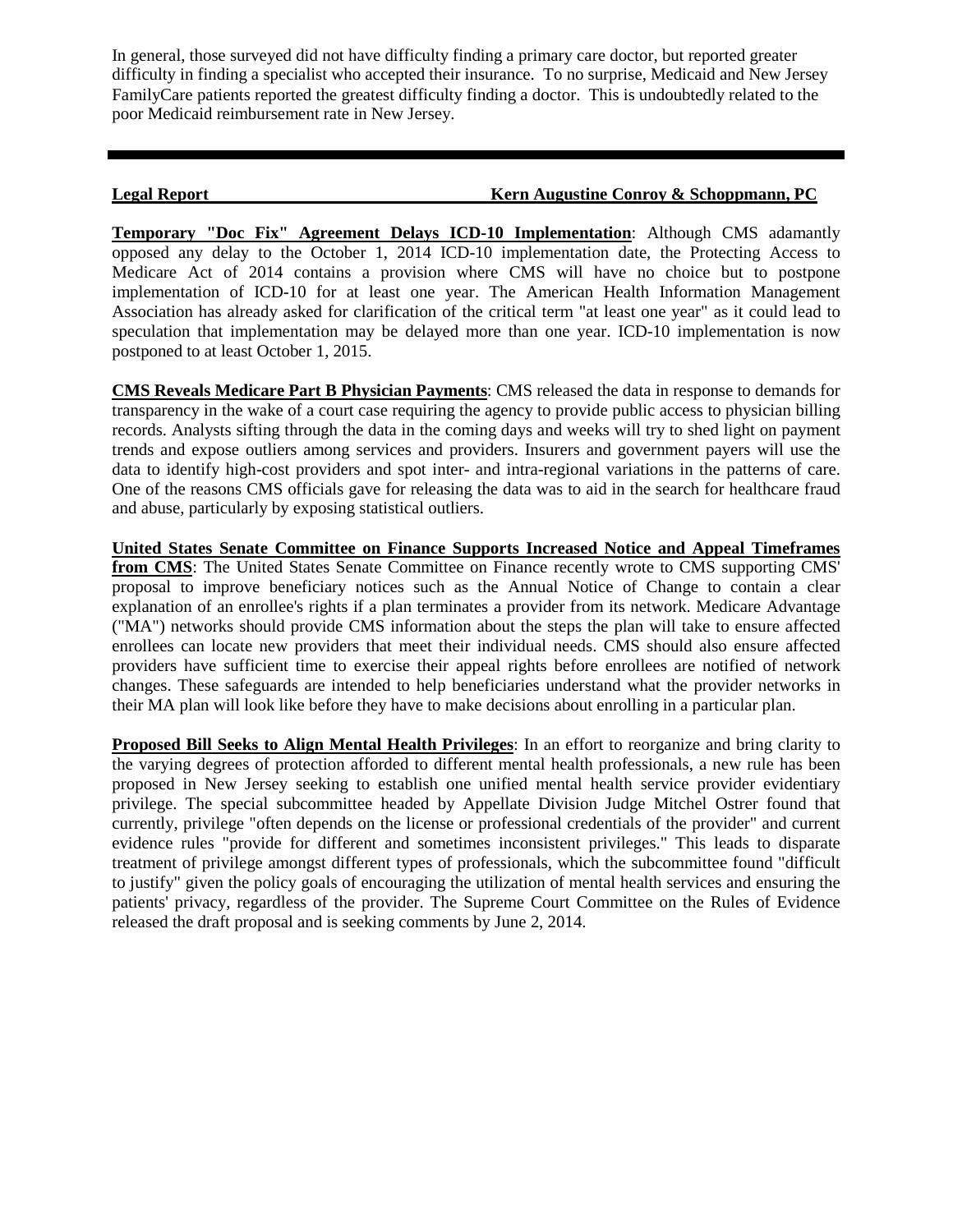In general, those surveyed did not have difficulty finding a primary care doctor, but reported greater difficulty in finding a specialist who accepted their insurance. To no surprise, Medicaid and New Jersey FamilyCare patients reported the greatest difficulty finding a doctor. This is undoubtedly related to the poor Medicaid reimbursement rate in New Jersey.

---

**Legal Report** **Kern Augustine Conroy & Schoppmann, PC**

**Temporary "Doc Fix" Agreement Delays ICD-10 Implementation**: Although CMS adamantly opposed any delay to the October 1, 2014 ICD-10 implementation date, the Protecting Access to Medicare Act of 2014 contains a provision where CMS will have no choice but to postpone implementation of ICD-10 for at least one year. The American Health Information Management Association has already asked for clarification of the critical term "at least one year" as it could lead to speculation that implementation may be delayed more than one year. ICD-10 implementation is now postponed to at least October 1, 2015.

**CMS Reveals Medicare Part B Physician Payments**: CMS released the data in response to demands for transparency in the wake of a court case requiring the agency to provide public access to physician billing records. Analysts sifting through the data in the coming days and weeks will try to shed light on payment trends and expose outliers among services and providers. Insurers and government payers will use the data to identify high-cost providers and spot inter- and intra-regional variations in the patterns of care. One of the reasons CMS officials gave for releasing the data was to aid in the search for healthcare fraud and abuse, particularly by exposing statistical outliers.

**United States Senate Committee on Finance Supports Increased Notice and Appeal Timeframes from CMS**: The United States Senate Committee on Finance recently wrote to CMS supporting CMS' proposal to improve beneficiary notices such as the Annual Notice of Change to contain a clear explanation of an enrollee's rights if a plan terminates a provider from its network. Medicare Advantage ("MA") networks should provide CMS information about the steps the plan will take to ensure affected enrollees can locate new providers that meet their individual needs. CMS should also ensure affected providers have sufficient time to exercise their appeal rights before enrollees are notified of network changes. These safeguards are intended to help beneficiaries understand what the provider networks in their MA plan will look like before they have to make decisions about enrolling in a particular plan.

**Proposed Bill Seeks to Align Mental Health Privileges**: In an effort to reorganize and bring clarity to the varying degrees of protection afforded to different mental health professionals, a new rule has been proposed in New Jersey seeking to establish one unified mental health service provider evidentiary privilege. The special subcommittee headed by Appellate Division Judge Mitchel Ostrer found that currently, privilege "often depends on the license or professional credentials of the provider" and current evidence rules "provide for different and sometimes inconsistent privileges." This leads to disparate treatment of privilege amongst different types of professionals, which the subcommittee found "difficult to justify" given the policy goals of encouraging the utilization of mental health services and ensuring the patients' privacy, regardless of the provider. The Supreme Court Committee on the Rules of Evidence released the draft proposal and is seeking comments by June 2, 2014.